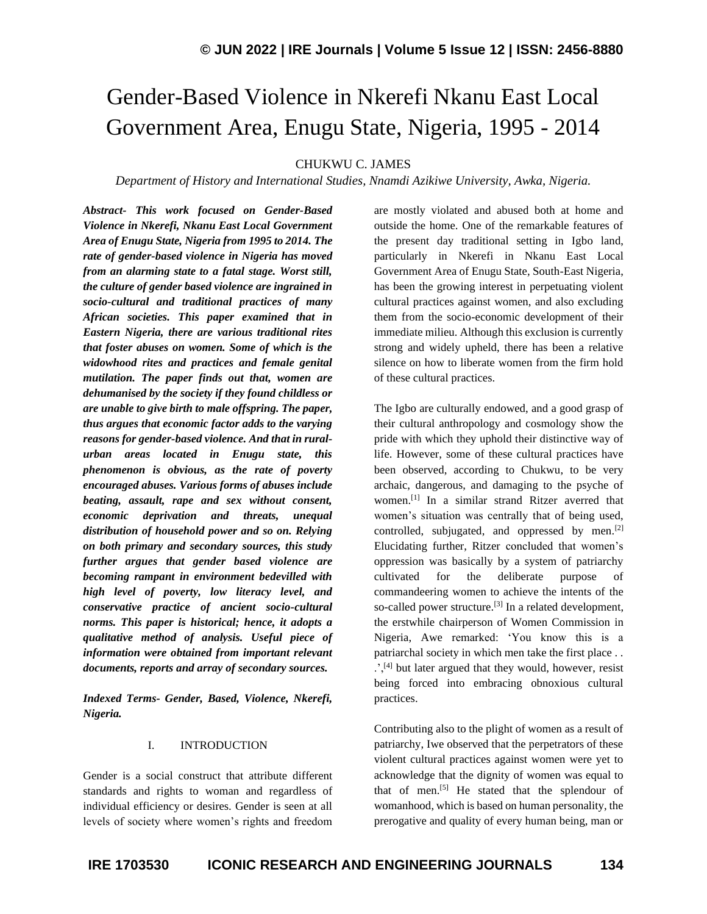# Gender-Based Violence in Nkerefi Nkanu East Local Government Area, Enugu State, Nigeria, 1995 - 2014

CHUKWU C. JAMES

*Department of History and International Studies, Nnamdi Azikiwe University, Awka, Nigeria.*

***Abstract-*** ***This work focused on Gender-Based Violence in Nkerefi, Nkanu East Local Government Area of Enugu State, Nigeria from 1995 to 2014. The rate of gender-based violence in Nigeria has moved from an alarming state to a fatal stage. Worst still, the culture of gender based violence are ingrained in socio-cultural and traditional practices of many African societies. This paper examined that in Eastern Nigeria, there are various traditional rites that foster abuses on women. Some of which is the widowhood rites and practices and female genital mutilation. The paper finds out that, women are dehumanised by the society if they found childless or are unable to give birth to male offspring. The paper, thus argues that economic factor adds to the varying reasons for gender-based violence. And that in rural-urban areas located in Enugu state, this phenomenon is obvious, as the rate of poverty encouraged abuses. Various forms of abuses include beating, assault, rape and sex without consent, economic deprivation and threats, unequal distribution of household power and so on. Relying on both primary and secondary sources, this study further argues that gender based violence are becoming rampant in environment bedevilled with high level of poverty, low literacy level, and conservative practice of ancient socio-cultural norms. This paper is historical; hence, it adopts a qualitative method of analysis. Useful piece of information were obtained from important relevant documents, reports and array of secondary sources.***

***Indexed Terms-*** ***Gender, Based, Violence, Nkerefi, Nigeria.***

## I. INTRODUCTION

Gender is a social construct that attribute different standards and rights to woman and regardless of individual efficiency or desires. Gender is seen at all levels of society where women's rights and freedom are mostly violated and abused both at home and outside the home. One of the remarkable features of the present day traditional setting in Igbo land, particularly in Nkerefi in Nkanu East Local Government Area of Enugu State, South-East Nigeria, has been the growing interest in perpetuating violent cultural practices against women, and also excluding them from the socio-economic development of their immediate milieu. Although this exclusion is currently strong and widely upheld, there has been a relative silence on how to liberate women from the firm hold of these cultural practices.

The Igbo are culturally endowed, and a good grasp of their cultural anthropology and cosmology show the pride with which they uphold their distinctive way of life. However, some of these cultural practices have been observed, according to Chukwu, to be very archaic, dangerous, and damaging to the psyche of women.[1] In a similar strand Ritzer averred that women's situation was centrally that of being used, controlled, subjugated, and oppressed by men.[2] Elucidating further, Ritzer concluded that women's oppression was basically by a system of patriarchy cultivated for the deliberate purpose of commandeering women to achieve the intents of the so-called power structure.[3] In a related development, the erstwhile chairperson of Women Commission in Nigeria, Awe remarked: 'You know this is a patriarchal society in which men take the first place . . .',[4] but later argued that they would, however, resist being forced into embracing obnoxious cultural practices.

Contributing also to the plight of women as a result of patriarchy, Iwe observed that the perpetrators of these violent cultural practices against women were yet to acknowledge that the dignity of women was equal to that of men.[5] He stated that the splendour of womanhood, which is based on human personality, the prerogative and quality of every human being, man or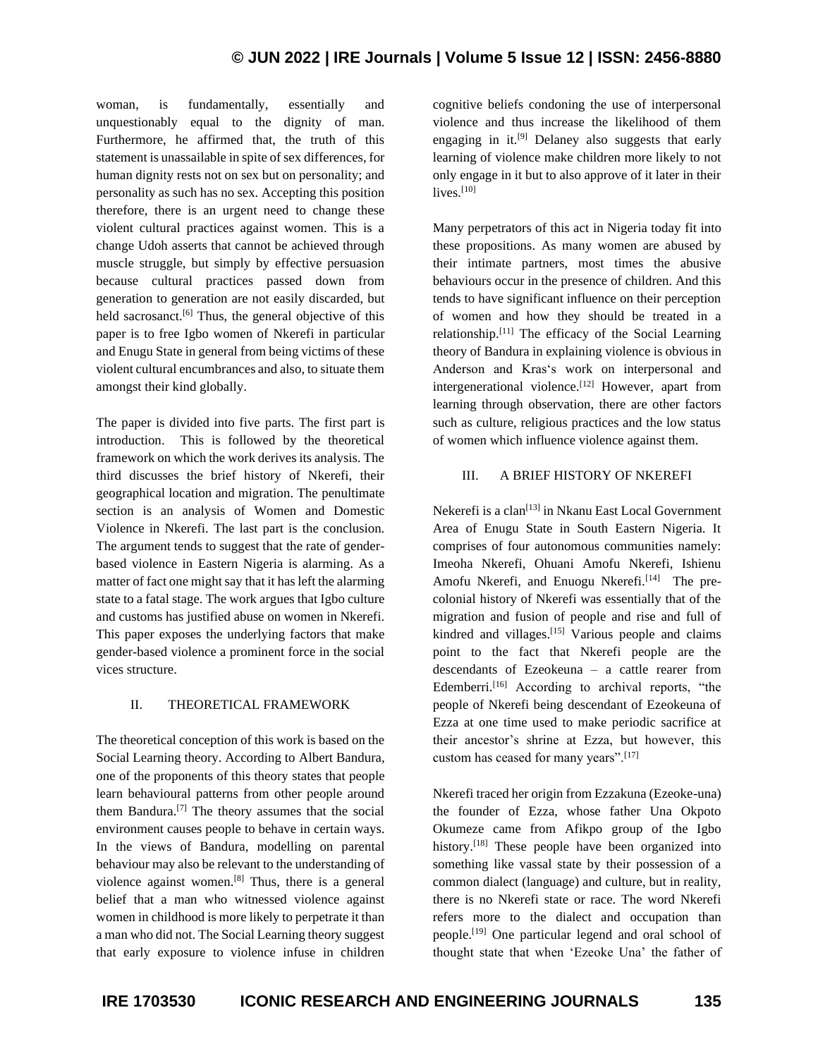woman, is fundamentally, essentially and unquestionably equal to the dignity of man. Furthermore, he affirmed that, the truth of this statement is unassailable in spite of sex differences, for human dignity rests not on sex but on personality; and personality as such has no sex. Accepting this position therefore, there is an urgent need to change these violent cultural practices against women. This is a change Udoh asserts that cannot be achieved through muscle struggle, but simply by effective persuasion because cultural practices passed down from generation to generation are not easily discarded, but held sacrosanct.[6] Thus, the general objective of this paper is to free Igbo women of Nkerefi in particular and Enugu State in general from being victims of these violent cultural encumbrances and also, to situate them amongst their kind globally.

The paper is divided into five parts. The first part is introduction. This is followed by the theoretical framework on which the work derives its analysis. The third discusses the brief history of Nkerefi, their geographical location and migration. The penultimate section is an analysis of Women and Domestic Violence in Nkerefi. The last part is the conclusion. The argument tends to suggest that the rate of gender-based violence in Eastern Nigeria is alarming. As a matter of fact one might say that it has left the alarming state to a fatal stage. The work argues that Igbo culture and customs has justified abuse on women in Nkerefi. This paper exposes the underlying factors that make gender-based violence a prominent force in the social vices structure.

## II. THEORETICAL FRAMEWORK

The theoretical conception of this work is based on the Social Learning theory. According to Albert Bandura, one of the proponents of this theory states that people learn behavioural patterns from other people around them Bandura.[7] The theory assumes that the social environment causes people to behave in certain ways. In the views of Bandura, modelling on parental behaviour may also be relevant to the understanding of violence against women.[8] Thus, there is a general belief that a man who witnessed violence against women in childhood is more likely to perpetrate it than a man who did not. The Social Learning theory suggest that early exposure to violence infuse in children cognitive beliefs condoning the use of interpersonal violence and thus increase the likelihood of them engaging in it.[9] Delaney also suggests that early learning of violence make children more likely to not only engage in it but to also approve of it later in their lives.[10]

Many perpetrators of this act in Nigeria today fit into these propositions. As many women are abused by their intimate partners, most times the abusive behaviours occur in the presence of children. And this tends to have significant influence on their perception of women and how they should be treated in a relationship.[11] The efficacy of the Social Learning theory of Bandura in explaining violence is obvious in Anderson and Kras's work on interpersonal and intergenerational violence.[12] However, apart from learning through observation, there are other factors such as culture, religious practices and the low status of women which influence violence against them.

## III. A BRIEF HISTORY OF NKEREFI

Nekerefi is a clan[13] in Nkanu East Local Government Area of Enugu State in South Eastern Nigeria. It comprises of four autonomous communities namely: Imeoha Nkerefi, Ohuani Amofu Nkerefi, Ishienu Amofu Nkerefi, and Enuogu Nkerefi.[14] The pre-colonial history of Nkerefi was essentially that of the migration and fusion of people and rise and full of kindred and villages.[15] Various people and claims point to the fact that Nkerefi people are the descendants of Ezeokeuna – a cattle rearer from Edemberri.[16] According to archival reports, "the people of Nkerefi being descendant of Ezeokeuna of Ezza at one time used to make periodic sacrifice at their ancestor's shrine at Ezza, but however, this custom has ceased for many years".[17]

Nkerefi traced her origin from Ezzakuna (Ezeoke-una) the founder of Ezza, whose father Una Okpoto Okumeze came from Afikpo group of the Igbo history.[18] These people have been organized into something like vassal state by their possession of a common dialect (language) and culture, but in reality, there is no Nkerefi state or race. The word Nkerefi refers more to the dialect and occupation than people.[19] One particular legend and oral school of thought state that when 'Ezeoke Una' the father of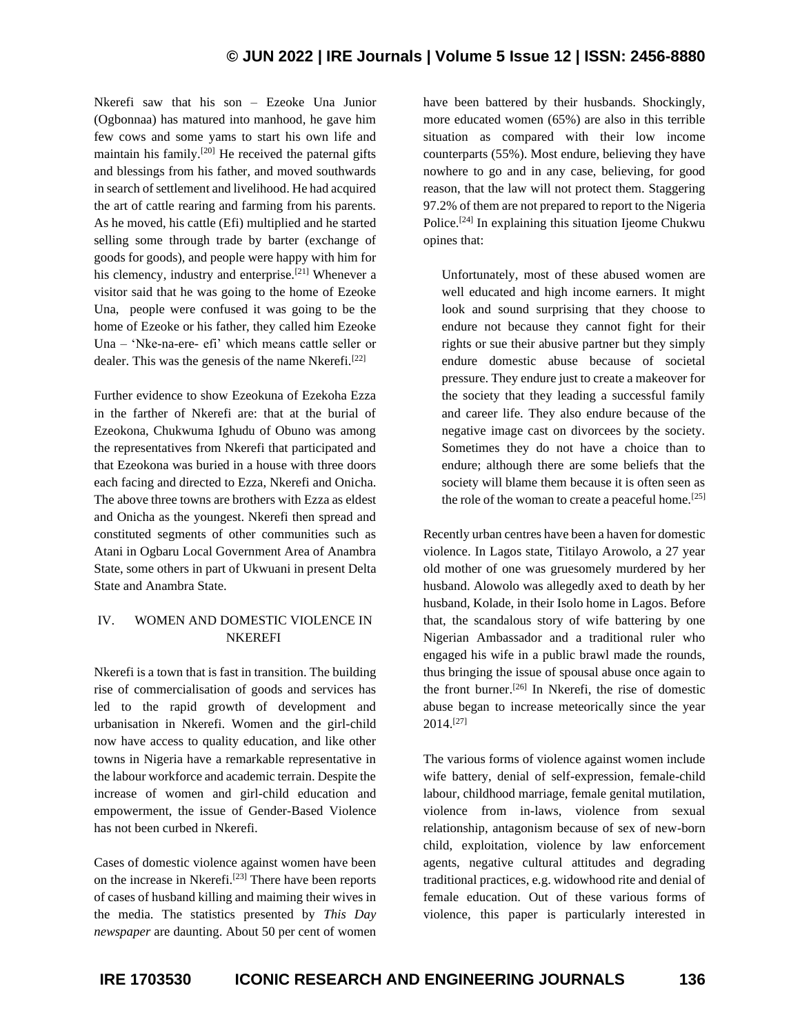Nkerefi saw that his son – Ezeoke Una Junior (Ogbonnaa) has matured into manhood, he gave him few cows and some yams to start his own life and maintain his family.[20] He received the paternal gifts and blessings from his father, and moved southwards in search of settlement and livelihood. He had acquired the art of cattle rearing and farming from his parents. As he moved, his cattle (Efi) multiplied and he started selling some through trade by barter (exchange of goods for goods), and people were happy with him for his clemency, industry and enterprise.[21] Whenever a visitor said that he was going to the home of Ezeoke Una, people were confused it was going to be the home of Ezeoke or his father, they called him Ezeoke Una – 'Nke-na-ere- efi' which means cattle seller or dealer. This was the genesis of the name Nkerefi.[22]

Further evidence to show Ezeokuna of Ezekoha Ezza in the farther of Nkerefi are: that at the burial of Ezeokona, Chukwuma Ighudu of Obuno was among the representatives from Nkerefi that participated and that Ezeokona was buried in a house with three doors each facing and directed to Ezza, Nkerefi and Onicha. The above three towns are brothers with Ezza as eldest and Onicha as the youngest. Nkerefi then spread and constituted segments of other communities such as Atani in Ogbaru Local Government Area of Anambra State, some others in part of Ukwuani in present Delta State and Anambra State.

## IV. WOMEN AND DOMESTIC VIOLENCE IN NKEREFI

Nkerefi is a town that is fast in transition. The building rise of commercialisation of goods and services has led to the rapid growth of development and urbanisation in Nkerefi. Women and the girl-child now have access to quality education, and like other towns in Nigeria have a remarkable representative in the labour workforce and academic terrain. Despite the increase of women and girl-child education and empowerment, the issue of Gender-Based Violence has not been curbed in Nkerefi.

Cases of domestic violence against women have been on the increase in Nkerefi.[23] There have been reports of cases of husband killing and maiming their wives in the media. The statistics presented by *This Day newspaper* are daunting. About 50 per cent of women have been battered by their husbands. Shockingly, more educated women (65%) are also in this terrible situation as compared with their low income counterparts (55%). Most endure, believing they have nowhere to go and in any case, believing, for good reason, that the law will not protect them. Staggering 97.2% of them are not prepared to report to the Nigeria Police.[24] In explaining this situation Ijeome Chukwu opines that:

> Unfortunately, most of these abused women are well educated and high income earners. It might look and sound surprising that they choose to endure not because they cannot fight for their rights or sue their abusive partner but they simply endure domestic abuse because of societal pressure. They endure just to create a makeover for the society that they leading a successful family and career life. They also endure because of the negative image cast on divorcees by the society. Sometimes they do not have a choice than to endure; although there are some beliefs that the society will blame them because it is often seen as the role of the woman to create a peaceful home.[25]

Recently urban centres have been a haven for domestic violence. In Lagos state, Titilayo Arowolo, a 27 year old mother of one was gruesomely murdered by her husband. Alowolo was allegedly axed to death by her husband, Kolade, in their Isolo home in Lagos. Before that, the scandalous story of wife battering by one Nigerian Ambassador and a traditional ruler who engaged his wife in a public brawl made the rounds, thus bringing the issue of spousal abuse once again to the front burner.[26] In Nkerefi, the rise of domestic abuse began to increase meteorically since the year 2014.[27]

The various forms of violence against women include wife battery, denial of self-expression, female-child labour, childhood marriage, female genital mutilation, violence from in-laws, violence from sexual relationship, antagonism because of sex of new-born child, exploitation, violence by law enforcement agents, negative cultural attitudes and degrading traditional practices, e.g. widowhood rite and denial of female education. Out of these various forms of violence, this paper is particularly interested in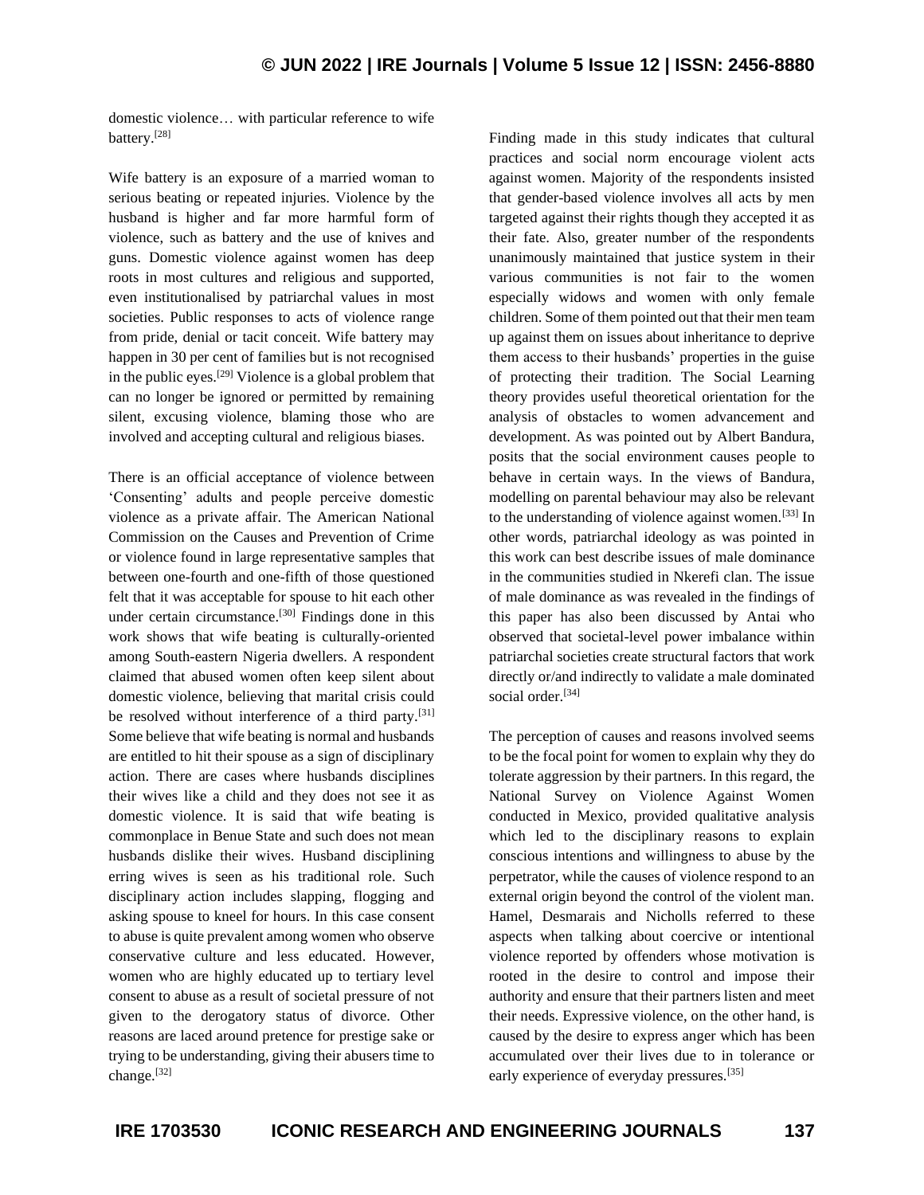domestic violence… with particular reference to wife battery.[28]

Wife battery is an exposure of a married woman to serious beating or repeated injuries. Violence by the husband is higher and far more harmful form of violence, such as battery and the use of knives and guns. Domestic violence against women has deep roots in most cultures and religious and supported, even institutionalised by patriarchal values in most societies. Public responses to acts of violence range from pride, denial or tacit conceit. Wife battery may happen in 30 per cent of families but is not recognised in the public eyes.[29] Violence is a global problem that can no longer be ignored or permitted by remaining silent, excusing violence, blaming those who are involved and accepting cultural and religious biases.

There is an official acceptance of violence between 'Consenting' adults and people perceive domestic violence as a private affair. The American National Commission on the Causes and Prevention of Crime or violence found in large representative samples that between one-fourth and one-fifth of those questioned felt that it was acceptable for spouse to hit each other under certain circumstance.[30] Findings done in this work shows that wife beating is culturally-oriented among South-eastern Nigeria dwellers. A respondent claimed that abused women often keep silent about domestic violence, believing that marital crisis could be resolved without interference of a third party.[31] Some believe that wife beating is normal and husbands are entitled to hit their spouse as a sign of disciplinary action. There are cases where husbands disciplines their wives like a child and they does not see it as domestic violence. It is said that wife beating is commonplace in Benue State and such does not mean husbands dislike their wives. Husband disciplining erring wives is seen as his traditional role. Such disciplinary action includes slapping, flogging and asking spouse to kneel for hours. In this case consent to abuse is quite prevalent among women who observe conservative culture and less educated. However, women who are highly educated up to tertiary level consent to abuse as a result of societal pressure of not given to the derogatory status of divorce. Other reasons are laced around pretence for prestige sake or trying to be understanding, giving their abusers time to change.[32]

Finding made in this study indicates that cultural practices and social norm encourage violent acts against women. Majority of the respondents insisted that gender-based violence involves all acts by men targeted against their rights though they accepted it as their fate. Also, greater number of the respondents unanimously maintained that justice system in their various communities is not fair to the women especially widows and women with only female children. Some of them pointed out that their men team up against them on issues about inheritance to deprive them access to their husbands' properties in the guise of protecting their tradition. The Social Learning theory provides useful theoretical orientation for the analysis of obstacles to women advancement and development. As was pointed out by Albert Bandura, posits that the social environment causes people to behave in certain ways. In the views of Bandura, modelling on parental behaviour may also be relevant to the understanding of violence against women.[33] In other words, patriarchal ideology as was pointed in this work can best describe issues of male dominance in the communities studied in Nkerefi clan. The issue of male dominance as was revealed in the findings of this paper has also been discussed by Antai who observed that societal-level power imbalance within patriarchal societies create structural factors that work directly or/and indirectly to validate a male dominated social order.[34]

The perception of causes and reasons involved seems to be the focal point for women to explain why they do tolerate aggression by their partners. In this regard, the National Survey on Violence Against Women conducted in Mexico, provided qualitative analysis which led to the disciplinary reasons to explain conscious intentions and willingness to abuse by the perpetrator, while the causes of violence respond to an external origin beyond the control of the violent man. Hamel, Desmarais and Nicholls referred to these aspects when talking about coercive or intentional violence reported by offenders whose motivation is rooted in the desire to control and impose their authority and ensure that their partners listen and meet their needs. Expressive violence, on the other hand, is caused by the desire to express anger which has been accumulated over their lives due to in tolerance or early experience of everyday pressures.[35]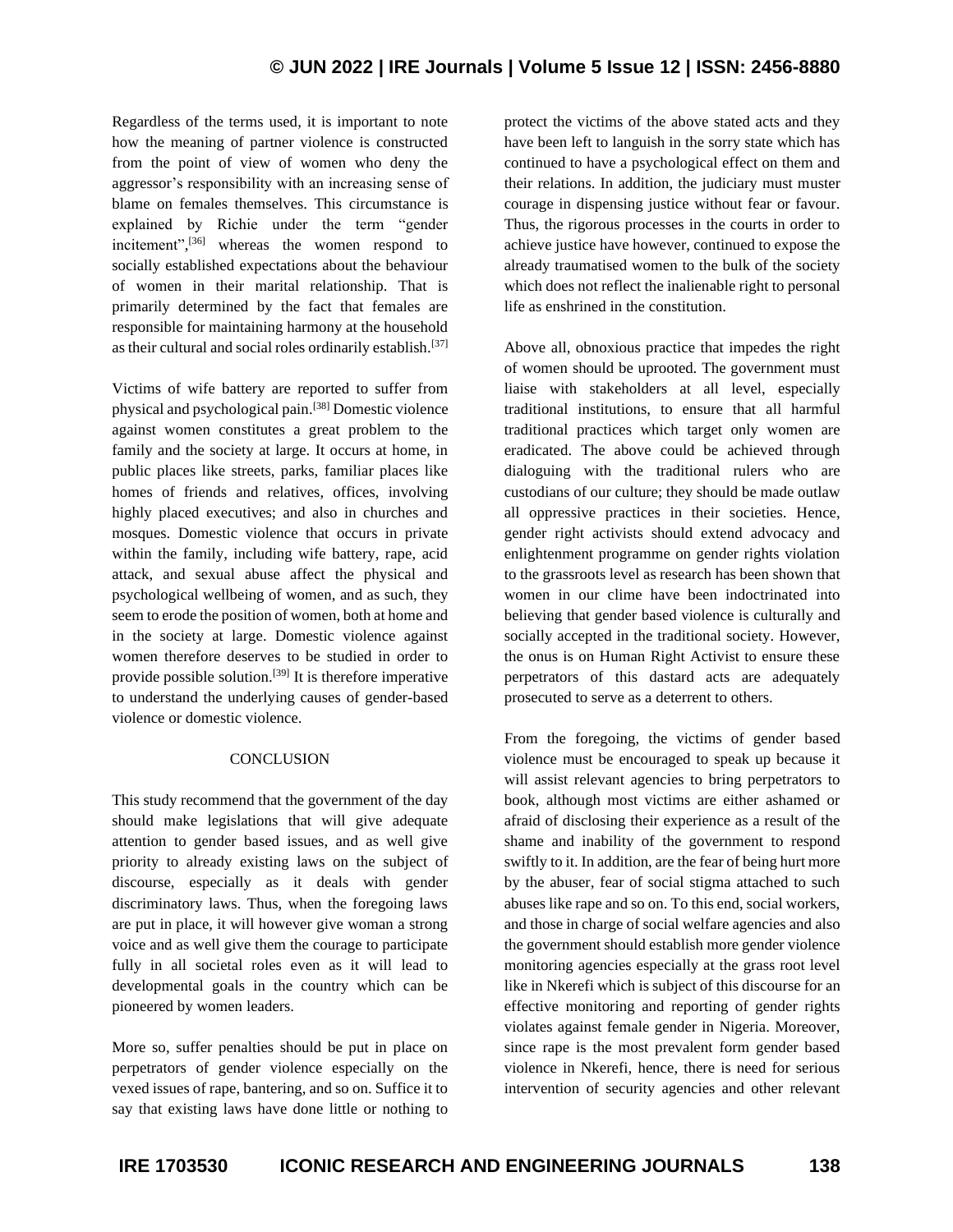Regardless of the terms used, it is important to note how the meaning of partner violence is constructed from the point of view of women who deny the aggressor's responsibility with an increasing sense of blame on females themselves. This circumstance is explained by Richie under the term "gender incitement",[36] whereas the women respond to socially established expectations about the behaviour of women in their marital relationship. That is primarily determined by the fact that females are responsible for maintaining harmony at the household as their cultural and social roles ordinarily establish.[37]

Victims of wife battery are reported to suffer from physical and psychological pain.[38] Domestic violence against women constitutes a great problem to the family and the society at large. It occurs at home, in public places like streets, parks, familiar places like homes of friends and relatives, offices, involving highly placed executives; and also in churches and mosques. Domestic violence that occurs in private within the family, including wife battery, rape, acid attack, and sexual abuse affect the physical and psychological wellbeing of women, and as such, they seem to erode the position of women, both at home and in the society at large. Domestic violence against women therefore deserves to be studied in order to provide possible solution.[39] It is therefore imperative to understand the underlying causes of gender-based violence or domestic violence.

## CONCLUSION

This study recommend that the government of the day should make legislations that will give adequate attention to gender based issues, and as well give priority to already existing laws on the subject of discourse, especially as it deals with gender discriminatory laws. Thus, when the foregoing laws are put in place, it will however give woman a strong voice and as well give them the courage to participate fully in all societal roles even as it will lead to developmental goals in the country which can be pioneered by women leaders.

More so, suffer penalties should be put in place on perpetrators of gender violence especially on the vexed issues of rape, bantering, and so on. Suffice it to say that existing laws have done little or nothing to protect the victims of the above stated acts and they have been left to languish in the sorry state which has continued to have a psychological effect on them and their relations. In addition, the judiciary must muster courage in dispensing justice without fear or favour. Thus, the rigorous processes in the courts in order to achieve justice have however, continued to expose the already traumatised women to the bulk of the society which does not reflect the inalienable right to personal life as enshrined in the constitution.

Above all, obnoxious practice that impedes the right of women should be uprooted. The government must liaise with stakeholders at all level, especially traditional institutions, to ensure that all harmful traditional practices which target only women are eradicated. The above could be achieved through dialoguing with the traditional rulers who are custodians of our culture; they should be made outlaw all oppressive practices in their societies. Hence, gender right activists should extend advocacy and enlightenment programme on gender rights violation to the grassroots level as research has been shown that women in our clime have been indoctrinated into believing that gender based violence is culturally and socially accepted in the traditional society. However, the onus is on Human Right Activist to ensure these perpetrators of this dastard acts are adequately prosecuted to serve as a deterrent to others.

From the foregoing, the victims of gender based violence must be encouraged to speak up because it will assist relevant agencies to bring perpetrators to book, although most victims are either ashamed or afraid of disclosing their experience as a result of the shame and inability of the government to respond swiftly to it. In addition, are the fear of being hurt more by the abuser, fear of social stigma attached to such abuses like rape and so on. To this end, social workers, and those in charge of social welfare agencies and also the government should establish more gender violence monitoring agencies especially at the grass root level like in Nkerefi which is subject of this discourse for an effective monitoring and reporting of gender rights violates against female gender in Nigeria. Moreover, since rape is the most prevalent form gender based violence in Nkerefi, hence, there is need for serious intervention of security agencies and other relevant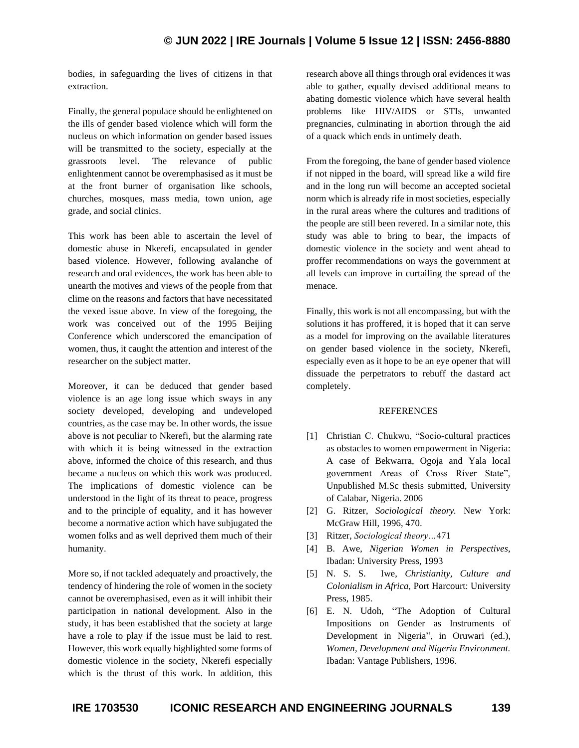bodies, in safeguarding the lives of citizens in that extraction.

Finally, the general populace should be enlightened on the ills of gender based violence which will form the nucleus on which information on gender based issues will be transmitted to the society, especially at the grassroots level. The relevance of public enlightenment cannot be overemphasised as it must be at the front burner of organisation like schools, churches, mosques, mass media, town union, age grade, and social clinics.

This work has been able to ascertain the level of domestic abuse in Nkerefi, encapsulated in gender based violence. However, following avalanche of research and oral evidences, the work has been able to unearth the motives and views of the people from that clime on the reasons and factors that have necessitated the vexed issue above. In view of the foregoing, the work was conceived out of the 1995 Beijing Conference which underscored the emancipation of women, thus, it caught the attention and interest of the researcher on the subject matter.

Moreover, it can be deduced that gender based violence is an age long issue which sways in any society developed, developing and undeveloped countries, as the case may be. In other words, the issue above is not peculiar to Nkerefi, but the alarming rate with which it is being witnessed in the extraction above, informed the choice of this research, and thus became a nucleus on which this work was produced. The implications of domestic violence can be understood in the light of its threat to peace, progress and to the principle of equality, and it has however become a normative action which have subjugated the women folks and as well deprived them much of their humanity.

More so, if not tackled adequately and proactively, the tendency of hindering the role of women in the society cannot be overemphasised, even as it will inhibit their participation in national development. Also in the study, it has been established that the society at large have a role to play if the issue must be laid to rest. However, this work equally highlighted some forms of domestic violence in the society, Nkerefi especially which is the thrust of this work. In addition, this research above all things through oral evidences it was able to gather, equally devised additional means to abating domestic violence which have several health problems like HIV/AIDS or STIs, unwanted pregnancies, culminating in abortion through the aid of a quack which ends in untimely death.

From the foregoing, the bane of gender based violence if not nipped in the board, will spread like a wild fire and in the long run will become an accepted societal norm which is already rife in most societies, especially in the rural areas where the cultures and traditions of the people are still been revered. In a similar note, this study was able to bring to bear, the impacts of domestic violence in the society and went ahead to proffer recommendations on ways the government at all levels can improve in curtailing the spread of the menace.

Finally, this work is not all encompassing, but with the solutions it has proffered, it is hoped that it can serve as a model for improving on the available literatures on gender based violence in the society, Nkerefi, especially even as it hope to be an eye opener that will dissuade the perpetrators to rebuff the dastard act completely.

## REFERENCES

[1] Christian C. Chukwu, "Socio-cultural practices as obstacles to women empowerment in Nigeria: A case of Bekwarra, Ogoja and Yala local government Areas of Cross River State", Unpublished M.Sc thesis submitted, University of Calabar, Nigeria. 2006

[2] G. Ritzer, *Sociological theory.* New York: McGraw Hill, 1996, 470.

[3] Ritzer, *Sociological theory…*471

[4] B. Awe, *Nigerian Women in Perspectives,* Ibadan: University Press, 1993

[5] N. S. S. Iwe, *Christianity, Culture and Colonialism in Africa,* Port Harcourt: University Press, 1985.

[6] E. N. Udoh, "The Adoption of Cultural Impositions on Gender as Instruments of Development in Nigeria", in Oruwari (ed.), *Women, Development and Nigeria Environment.* Ibadan: Vantage Publishers, 1996.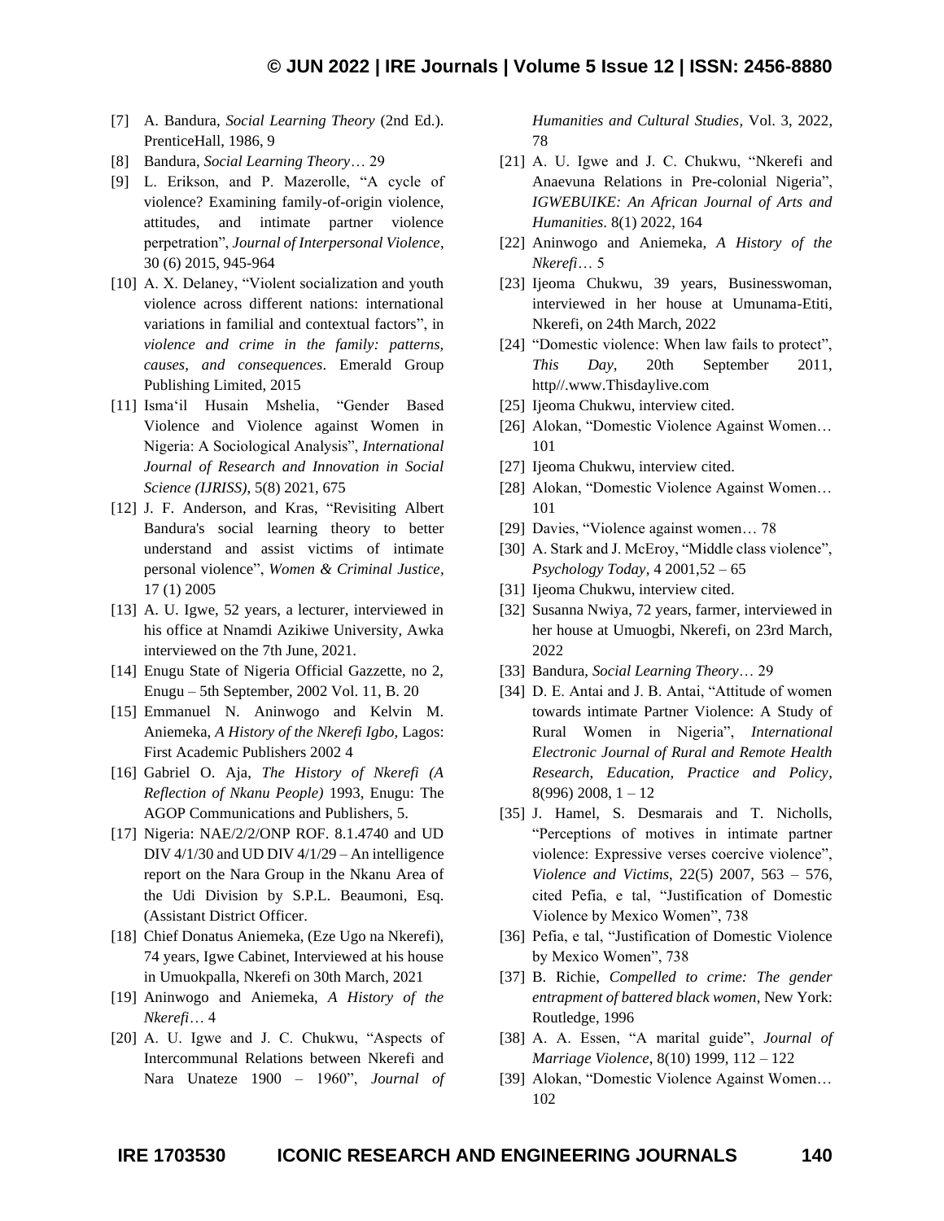[7] A. Bandura, *Social Learning Theory* (2nd Ed.). PrenticeHall, 1986, 9

[8] Bandura, *Social Learning Theory*… 29

[9] L. Erikson, and P. Mazerolle, "A cycle of violence? Examining family-of-origin violence, attitudes, and intimate partner violence perpetration", *Journal of Interpersonal Violence*, 30 (6) 2015, 945-964

[10] A. X. Delaney, "Violent socialization and youth violence across different nations: international variations in familial and contextual factors", in *violence and crime in the family: patterns, causes, and consequences*. Emerald Group Publishing Limited, 2015

[11] Isma'il Husain Mshelia, "Gender Based Violence and Violence against Women in Nigeria: A Sociological Analysis", *International Journal of Research and Innovation in Social Science (IJRISS)*, 5(8) 2021, 675

[12] J. F. Anderson, and Kras, "Revisiting Albert Bandura's social learning theory to better understand and assist victims of intimate personal violence", *Women & Criminal Justice*, 17 (1) 2005

[13] A. U. Igwe, 52 years, a lecturer, interviewed in his office at Nnamdi Azikiwe University, Awka interviewed on the 7th June, 2021.

[14] Enugu State of Nigeria Official Gazzette, no 2, Enugu – 5th September, 2002 Vol. 11, B. 20

[15] Emmanuel N. Aninwogo and Kelvin M. Aniemeka, *A History of the Nkerefi Igbo,* Lagos: First Academic Publishers 2002 4

[16] Gabriel O. Aja, *The History of Nkerefi (A Reflection of Nkanu People)* 1993, Enugu: The AGOP Communications and Publishers, 5.

[17] Nigeria: NAE/2/2/ONP ROF. 8.1.4740 and UD DIV 4/1/30 and UD DIV 4/1/29 – An intelligence report on the Nara Group in the Nkanu Area of the Udi Division by S.P.L. Beaumoni, Esq. (Assistant District Officer.

[18] Chief Donatus Aniemeka, (Eze Ugo na Nkerefi), 74 years, Igwe Cabinet, Interviewed at his house in Umuokpalla, Nkerefi on 30th March, 2021

[19] Aninwogo and Aniemeka, *A History of the Nkerefi*… 4

[20] A. U. Igwe and J. C. Chukwu, "Aspects of Intercommunal Relations between Nkerefi and Nara Unateze 1900 – 1960", *Journal of Humanities and Cultural Studies*, Vol. 3, 2022, 78

[21] A. U. Igwe and J. C. Chukwu, "Nkerefi and Anaevuna Relations in Pre-colonial Nigeria", *IGWEBUIKE: An African Journal of Arts and Humanities*. 8(1) 2022, 164

[22] Aninwogo and Aniemeka, *A History of the Nkerefi*… 5

[23] Ijeoma Chukwu, 39 years, Businesswoman, interviewed in her house at Umunama-Etiti, Nkerefi, on 24th March, 2022

[24] "Domestic violence: When law fails to protect", *This Day*, 20th September 2011, http//.www.Thisdaylive.com

[25] Ijeoma Chukwu, interview cited.

[26] Alokan, "Domestic Violence Against Women… 101

[27] Ijeoma Chukwu, interview cited.

[28] Alokan, "Domestic Violence Against Women… 101

[29] Davies, "Violence against women… 78

[30] A. Stark and J. McEroy, "Middle class violence", *Psychology Today*, 4 2001,52 – 65

[31] Ijeoma Chukwu, interview cited.

[32] Susanna Nwiya, 72 years, farmer, interviewed in her house at Umuogbi, Nkerefi, on 23rd March, 2022

[33] Bandura, *Social Learning Theory*… 29

[34] D. E. Antai and J. B. Antai, "Attitude of women towards intimate Partner Violence: A Study of Rural Women in Nigeria", *International Electronic Journal of Rural and Remote Health Research, Education, Practice and Policy*, 8(996) 2008, 1 – 12

[35] J. Hamel, S. Desmarais and T. Nicholls, "Perceptions of motives in intimate partner violence: Expressive verses coercive violence", *Violence and Victims*, 22(5) 2007, 563 – 576, cited Pefia, e tal, "Justification of Domestic Violence by Mexico Women", 738

[36] Pefia, e tal, "Justification of Domestic Violence by Mexico Women", 738

[37] B. Richie, *Compelled to crime: The gender entrapment of battered black women*, New York: Routledge, 1996

[38] A. A. Essen, "A marital guide", *Journal of Marriage Violence*, 8(10) 1999, 112 – 122

[39] Alokan, "Domestic Violence Against Women… 102